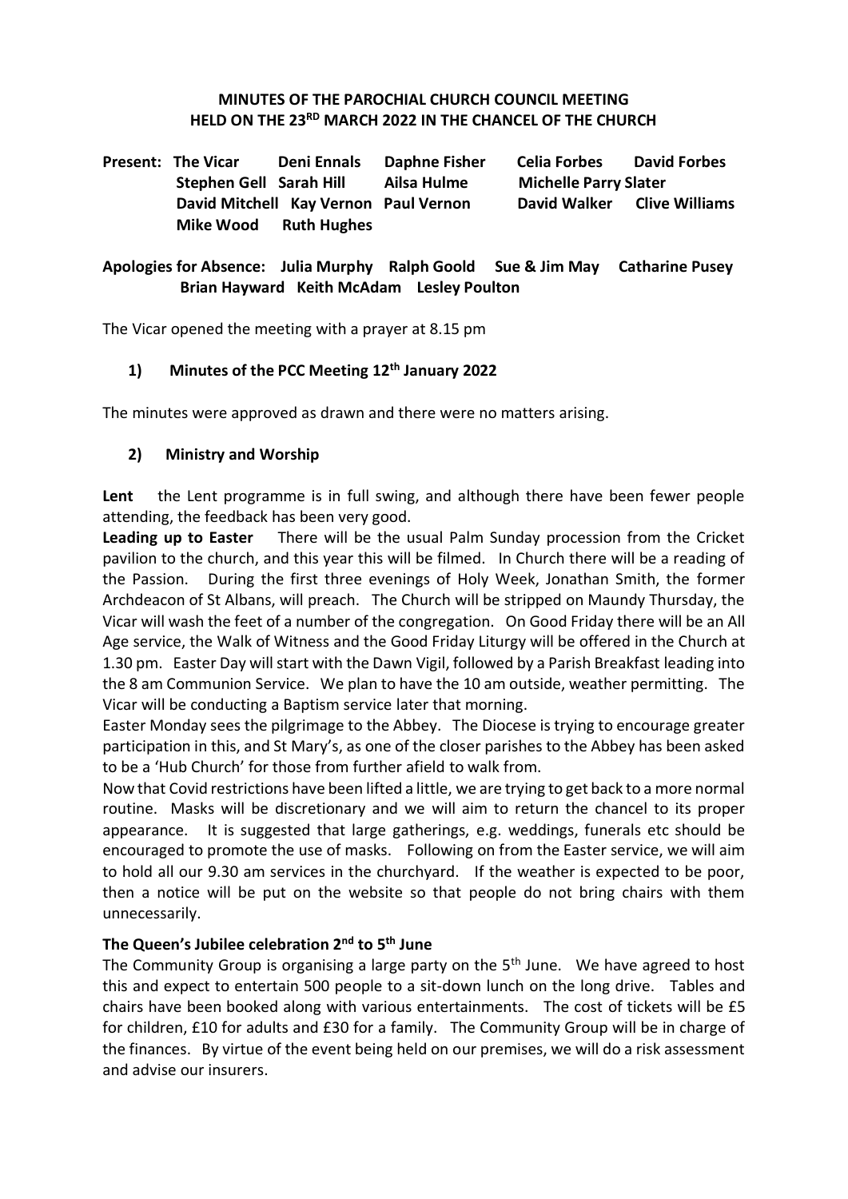# MINUTES OF THE PAROCHIAL CHURCH COUNCIL MEETING HELD ON THE 23RD MARCH 2022 IN THE CHANCEL OF THE CHURCH

**Present:** **The Vicar  Deni Ennals  Daphne Fisher  Celia Forbes  David Forbes  Stephen Gell  Sarah Hill  Ailsa Hulme  Michelle Parry Slater  David Mitchell  Kay Vernon  Paul Vernon  David Walker  Clive Williams  Mike Wood  Ruth Hughes**

**Apologies for Absence:** **Julia Murphy  Ralph Goold  Sue & Jim May  Catharine Pusey  Brian Hayward  Keith McAdam  Lesley Poulton**

The Vicar opened the meeting with a prayer at 8.15 pm

## 1) Minutes of the PCC Meeting 12th January 2022

The minutes were approved as drawn and there were no matters arising.

## 2) Ministry and Worship

**Lent** the Lent programme is in full swing, and although there have been fewer people attending, the feedback has been very good.

**Leading up to Easter** There will be the usual Palm Sunday procession from the Cricket pavilion to the church, and this year this will be filmed. In Church there will be a reading of the Passion. During the first three evenings of Holy Week, Jonathan Smith, the former Archdeacon of St Albans, will preach. The Church will be stripped on Maundy Thursday, the Vicar will wash the feet of a number of the congregation. On Good Friday there will be an All Age service, the Walk of Witness and the Good Friday Liturgy will be offered in the Church at 1.30 pm. Easter Day will start with the Dawn Vigil, followed by a Parish Breakfast leading into the 8 am Communion Service. We plan to have the 10 am outside, weather permitting. The Vicar will be conducting a Baptism service later that morning.

Easter Monday sees the pilgrimage to the Abbey. The Diocese is trying to encourage greater participation in this, and St Mary's, as one of the closer parishes to the Abbey has been asked to be a 'Hub Church' for those from further afield to walk from.

Now that Covid restrictions have been lifted a little, we are trying to get back to a more normal routine. Masks will be discretionary and we will aim to return the chancel to its proper appearance. It is suggested that large gatherings, e.g. weddings, funerals etc should be encouraged to promote the use of masks. Following on from the Easter service, we will aim to hold all our 9.30 am services in the churchyard. If the weather is expected to be poor, then a notice will be put on the website so that people do not bring chairs with them unnecessarily.

**The Queen's Jubilee celebration 2nd to 5th June**

The Community Group is organising a large party on the 5th June. We have agreed to host this and expect to entertain 500 people to a sit-down lunch on the long drive. Tables and chairs have been booked along with various entertainments. The cost of tickets will be £5 for children, £10 for adults and £30 for a family. The Community Group will be in charge of the finances. By virtue of the event being held on our premises, we will do a risk assessment and advise our insurers.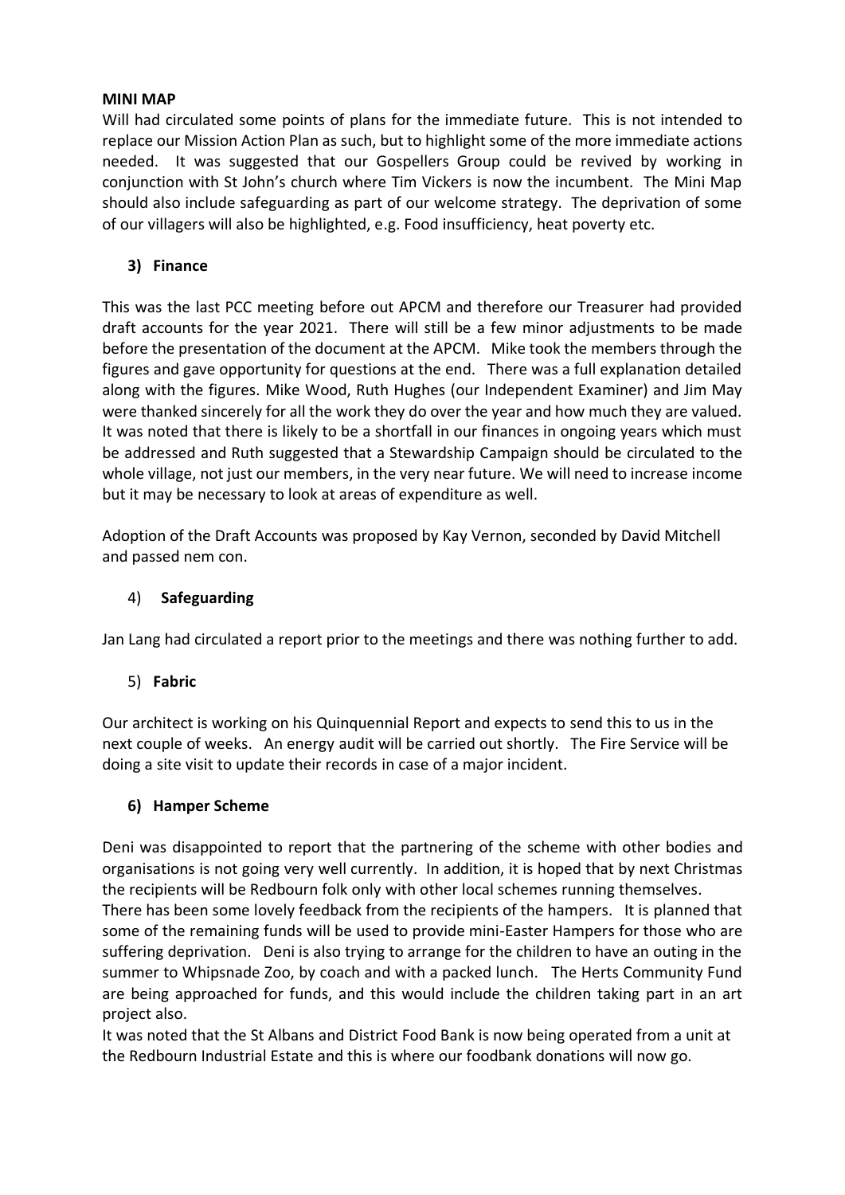**MINI MAP**

Will had circulated some points of plans for the immediate future. This is not intended to replace our Mission Action Plan as such, but to highlight some of the more immediate actions needed. It was suggested that our Gospellers Group could be revived by working in conjunction with St John's church where Tim Vickers is now the incumbent. The Mini Map should also include safeguarding as part of our welcome strategy. The deprivation of some of our villagers will also be highlighted, e.g. Food insufficiency, heat poverty etc.

### 3) Finance

This was the last PCC meeting before out APCM and therefore our Treasurer had provided draft accounts for the year 2021. There will still be a few minor adjustments to be made before the presentation of the document at the APCM. Mike took the members through the figures and gave opportunity for questions at the end. There was a full explanation detailed along with the figures. Mike Wood, Ruth Hughes (our Independent Examiner) and Jim May were thanked sincerely for all the work they do over the year and how much they are valued. It was noted that there is likely to be a shortfall in our finances in ongoing years which must be addressed and Ruth suggested that a Stewardship Campaign should be circulated to the whole village, not just our members, in the very near future. We will need to increase income but it may be necessary to look at areas of expenditure as well.

Adoption of the Draft Accounts was proposed by Kay Vernon, seconded by David Mitchell and passed nem con.

### 4) Safeguarding

Jan Lang had circulated a report prior to the meetings and there was nothing further to add.

### 5) Fabric

Our architect is working on his Quinquennial Report and expects to send this to us in the next couple of weeks. An energy audit will be carried out shortly. The Fire Service will be doing a site visit to update their records in case of a major incident.

### 6) Hamper Scheme

Deni was disappointed to report that the partnering of the scheme with other bodies and organisations is not going very well currently. In addition, it is hoped that by next Christmas the recipients will be Redbourn folk only with other local schemes running themselves.
There has been some lovely feedback from the recipients of the hampers. It is planned that some of the remaining funds will be used to provide mini-Easter Hampers for those who are suffering deprivation. Deni is also trying to arrange for the children to have an outing in the summer to Whipsnade Zoo, by coach and with a packed lunch. The Herts Community Fund are being approached for funds, and this would include the children taking part in an art project also.
It was noted that the St Albans and District Food Bank is now being operated from a unit at the Redbourn Industrial Estate and this is where our foodbank donations will now go.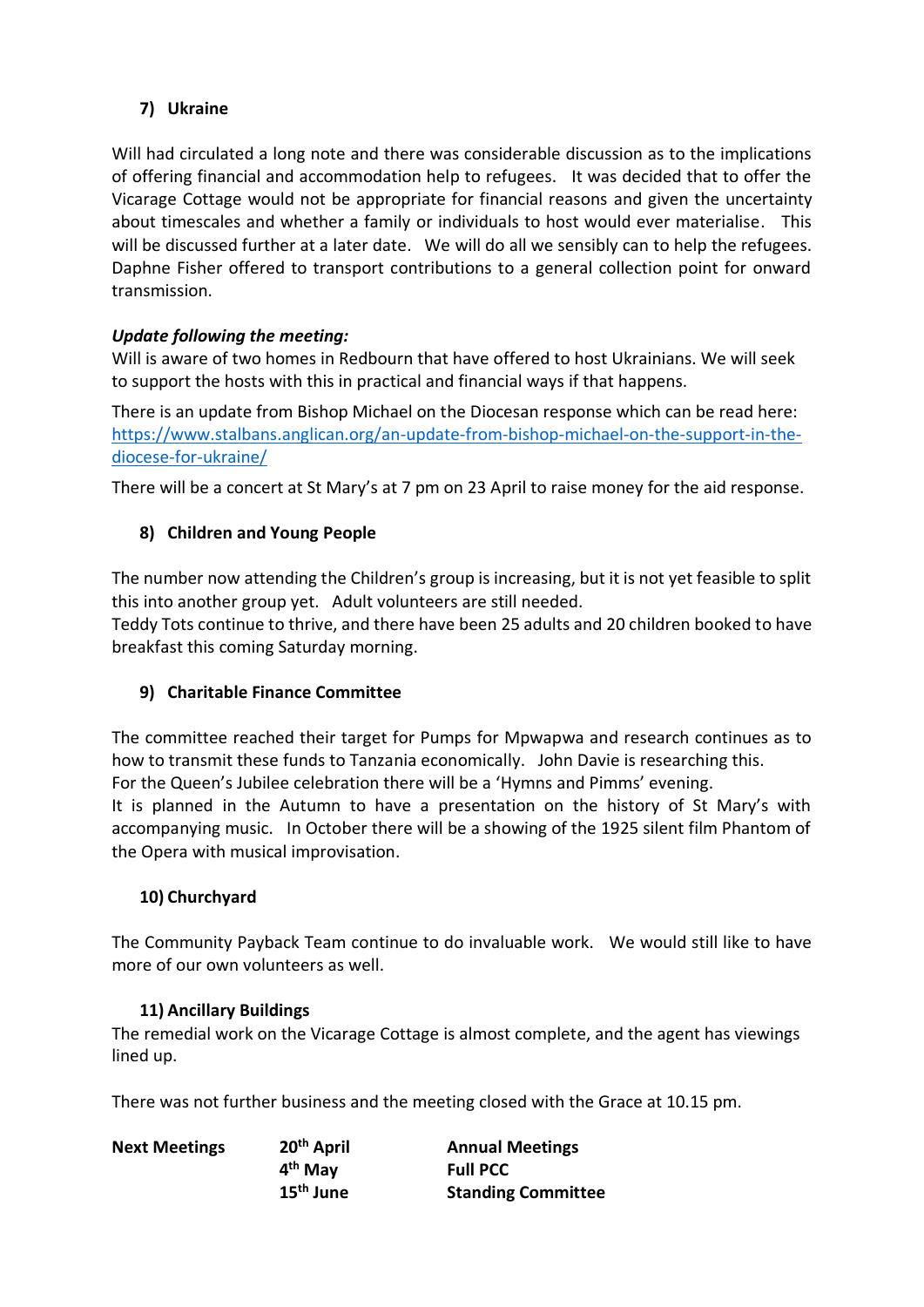## 7) Ukraine

Will had circulated a long note and there was considerable discussion as to the implications of offering financial and accommodation help to refugees. It was decided that to offer the Vicarage Cottage would not be appropriate for financial reasons and given the uncertainty about timescales and whether a family or individuals to host would ever materialise. This will be discussed further at a later date. We will do all we sensibly can to help the refugees. Daphne Fisher offered to transport contributions to a general collection point for onward transmission.

***Update following the meeting:***
Will is aware of two homes in Redbourn that have offered to host Ukrainians. We will seek to support the hosts with this in practical and financial ways if that happens.

There is an update from Bishop Michael on the Diocesan response which can be read here: [https://www.stalbans.anglican.org/an-update-from-bishop-michael-on-the-support-in-the-diocese-for-ukraine/](https://www.stalbans.anglican.org/an-update-from-bishop-michael-on-the-support-in-the-diocese-for-ukraine/)

There will be a concert at St Mary's at 7 pm on 23 April to raise money for the aid response.

## 8) Children and Young People

The number now attending the Children's group is increasing, but it is not yet feasible to split this into another group yet. Adult volunteers are still needed.
Teddy Tots continue to thrive, and there have been 25 adults and 20 children booked to have breakfast this coming Saturday morning.

## 9) Charitable Finance Committee

The committee reached their target for Pumps for Mpwapwa and research continues as to how to transmit these funds to Tanzania economically. John Davie is researching this.
For the Queen's Jubilee celebration there will be a 'Hymns and Pimms' evening.
It is planned in the Autumn to have a presentation on the history of St Mary's with accompanying music. In October there will be a showing of the 1925 silent film Phantom of the Opera with musical improvisation.

## 10) Churchyard

The Community Payback Team continue to do invaluable work. We would still like to have more of our own volunteers as well.

## 11) Ancillary Buildings

The remedial work on the Vicarage Cottage is almost complete, and the agent has viewings lined up.

There was not further business and the meeting closed with the Grace at 10.15 pm.

| | | |
|---|---|---|
| **Next Meetings** | **20th April** | **Annual Meetings** |
| | **4th May** | **Full PCC** |
| | **15th June** | **Standing Committee** |